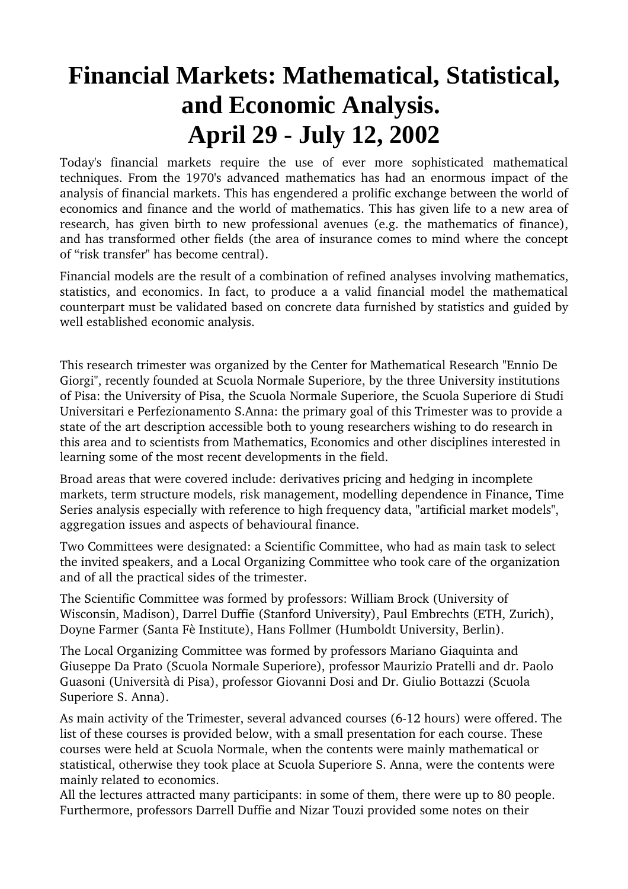# Financial Markets: Mathematical, Statistical, and Economic Analysis. April 29 - July 12, 2002

Today's financial markets require the use of ever more sophisticated mathematical techniques. From the 1970's advanced mathematics has had an enormous impact of the analysis of financial markets. This has engendered a prolific exchange between the world of economics and finance and the world of mathematics. This has given life to a new area of research, has given birth to new professional avenues (e.g. the mathematics of finance), and has transformed other fields (the area of insurance comes to mind where the concept of “risk transfer" has become central).

Financial models are the result of a combination of refined analyses involving mathematics, statistics, and economics. In fact, to produce a a valid financial model the mathematical counterpart must be validated based on concrete data furnished by statistics and guided by well established economic analysis.

This research trimester was organized by the Center for Mathematical Research "Ennio De Giorgi", recently founded at Scuola Normale Superiore, by the three University institutions of Pisa: the University of Pisa, the Scuola Normale Superiore, the Scuola Superiore di Studi Universitari e Perfezionamento S.Anna: the primary goal of this Trimester was to provide a state of the art description accessible both to young researchers wishing to do research in this area and to scientists from Mathematics, Economics and other disciplines interested in learning some of the most recent developments in the field.

Broad areas that were covered include: derivatives pricing and hedging in incomplete markets, term structure models, risk management, modelling dependence in Finance, Time Series analysis especially with reference to high frequency data, "artificial market models", aggregation issues and aspects of behavioural finance.

Two Committees were designated: a Scientific Committee, who had as main task to select the invited speakers, and a Local Organizing Committee who took care of the organization and of all the practical sides of the trimester.

The Scientific Committee was formed by professors: William Brock (University of Wisconsin, Madison), Darrel Duffie (Stanford University), Paul Embrechts (ETH, Zurich), Doyne Farmer (Santa Fè Institute), Hans Follmer (Humboldt University, Berlin).

The Local Organizing Committee was formed by professors Mariano Giaquinta and Giuseppe Da Prato (Scuola Normale Superiore), professor Maurizio Pratelli and dr. Paolo Guasoni (Università di Pisa), professor Giovanni Dosi and Dr. Giulio Bottazzi (Scuola Superiore S. Anna).

As main activity of the Trimester, several advanced courses (6-12 hours) were offered. The list of these courses is provided below, with a small presentation for each course. These courses were held at Scuola Normale, when the contents were mainly mathematical or statistical, otherwise they took place at Scuola Superiore S. Anna, were the contents were mainly related to economics.
All the lectures attracted many participants: in some of them, there were up to 80 people. Furthermore, professors Darrell Duffie and Nizar Touzi provided some notes on their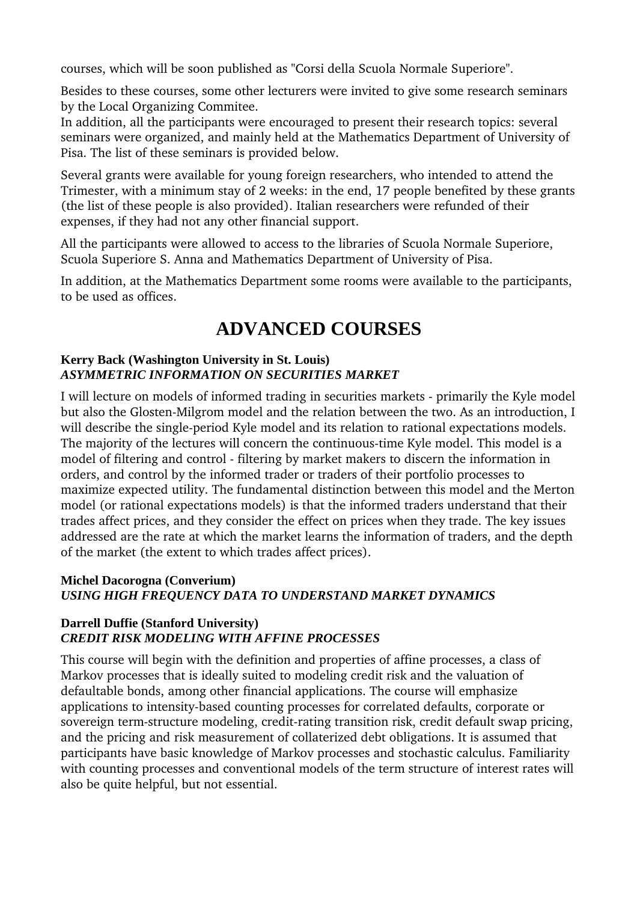courses, which will be soon published as "Corsi della Scuola Normale Superiore".

Besides to these courses, some other lecturers were invited to give some research seminars by the Local Organizing Commitee.
In addition, all the participants were encouraged to present their research topics: several seminars were organized, and mainly held at the Mathematics Department of University of Pisa. The list of these seminars is provided below.

Several grants were available for young foreign researchers, who intended to attend the Trimester, with a minimum stay of 2 weeks: in the end, 17 people benefited by these grants (the list of these people is also provided). Italian researchers were refunded of their expenses, if they had not any other financial support.

All the participants were allowed to access to the libraries of Scuola Normale Superiore, Scuola Superiore S. Anna and Mathematics Department of University of Pisa.

In addition, at the Mathematics Department some rooms were available to the participants, to be used as offices.

# ADVANCED COURSES

**Kerry Back (Washington University in St. Louis)**
***ASYMMETRIC INFORMATION ON SECURITIES MARKET***

I will lecture on models of informed trading in securities markets - primarily the Kyle model but also the Glosten-Milgrom model and the relation between the two. As an introduction, I will describe the single-period Kyle model and its relation to rational expectations models. The majority of the lectures will concern the continuous-time Kyle model. This model is a model of filtering and control - filtering by market makers to discern the information in orders, and control by the informed trader or traders of their portfolio processes to maximize expected utility. The fundamental distinction between this model and the Merton model (or rational expectations models) is that the informed traders understand that their trades affect prices, and they consider the effect on prices when they trade. The key issues addressed are the rate at which the market learns the information of traders, and the depth of the market (the extent to which trades affect prices).

**Michel Dacorogna (Converium)**
***USING HIGH FREQUENCY DATA TO UNDERSTAND MARKET DYNAMICS***

**Darrell Duffie (Stanford University)**
***CREDIT RISK MODELING WITH AFFINE PROCESSES***

This course will begin with the definition and properties of affine processes, a class of Markov processes that is ideally suited to modeling credit risk and the valuation of defaultable bonds, among other financial applications. The course will emphasize applications to intensity-based counting processes for correlated defaults, corporate or sovereign term-structure modeling, credit-rating transition risk, credit default swap pricing, and the pricing and risk measurement of collaterized debt obligations. It is assumed that participants have basic knowledge of Markov processes and stochastic calculus. Familiarity with counting processes and conventional models of the term structure of interest rates will also be quite helpful, but not essential.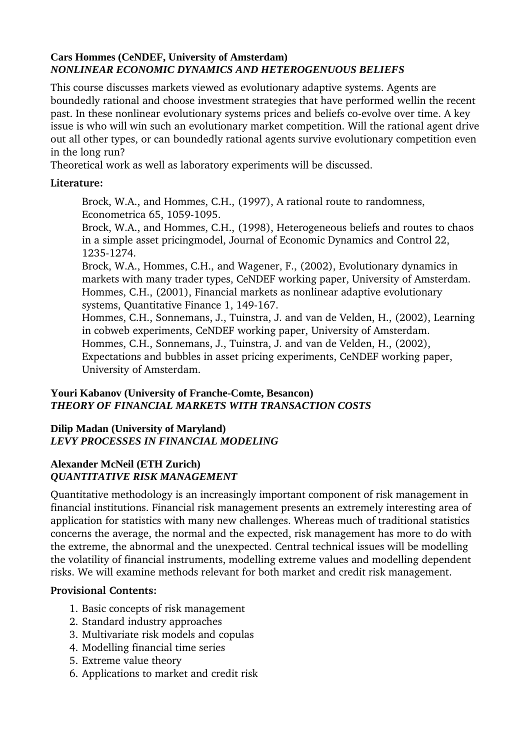**Cars Hommes (CeNDEF, University of Amsterdam)**
***NONLINEAR ECONOMIC DYNAMICS AND HETEROGENUOUS BELIEFS***

This course discusses markets viewed as evolutionary adaptive systems. Agents are boundedly rational and choose investment strategies that have performed wellin the recent past. In these nonlinear evolutionary systems prices and beliefs co-evolve over time. A key issue is who will win such an evolutionary market competition. Will the rational agent drive out all other types, or can boundedly rational agents survive evolutionary competition even in the long run?
Theoretical work as well as laboratory experiments will be discussed.

**Literature:**

Brock, W.A., and Hommes, C.H., (1997), A rational route to randomness, Econometrica 65, 1059-1095.
Brock, W.A., and Hommes, C.H., (1998), Heterogeneous beliefs and routes to chaos in a simple asset pricingmodel, Journal of Economic Dynamics and Control 22, 1235-1274.
Brock, W.A., Hommes, C.H., and Wagener, F., (2002), Evolutionary dynamics in markets with many trader types, CeNDEF working paper, University of Amsterdam.
Hommes, C.H., (2001), Financial markets as nonlinear adaptive evolutionary systems, Quantitative Finance 1, 149-167.
Hommes, C.H., Sonnemans, J., Tuinstra, J. and van de Velden, H., (2002), Learning in cobweb experiments, CeNDEF working paper, University of Amsterdam.
Hommes, C.H., Sonnemans, J., Tuinstra, J. and van de Velden, H., (2002), Expectations and bubbles in asset pricing experiments, CeNDEF working paper, University of Amsterdam.

**Youri Kabanov (University of Franche-Comte, Besancon)**
***THEORY OF FINANCIAL MARKETS WITH TRANSACTION COSTS***

**Dilip Madan (University of Maryland)**
***LEVY PROCESSES IN FINANCIAL MODELING***

**Alexander McNeil (ETH Zurich)**
***QUANTITATIVE RISK MANAGEMENT***

Quantitative methodology is an increasingly important component of risk management in financial institutions. Financial risk management presents an extremely interesting area of application for statistics with many new challenges. Whereas much of traditional statistics concerns the average, the normal and the expected, risk management has more to do with the extreme, the abnormal and the unexpected. Central technical issues will be modelling the volatility of financial instruments, modelling extreme values and modelling dependent risks. We will examine methods relevant for both market and credit risk management.

**Provisional Contents:**

1. Basic concepts of risk management
2. Standard industry approaches
3. Multivariate risk models and copulas
4. Modelling financial time series
5. Extreme value theory
6. Applications to market and credit risk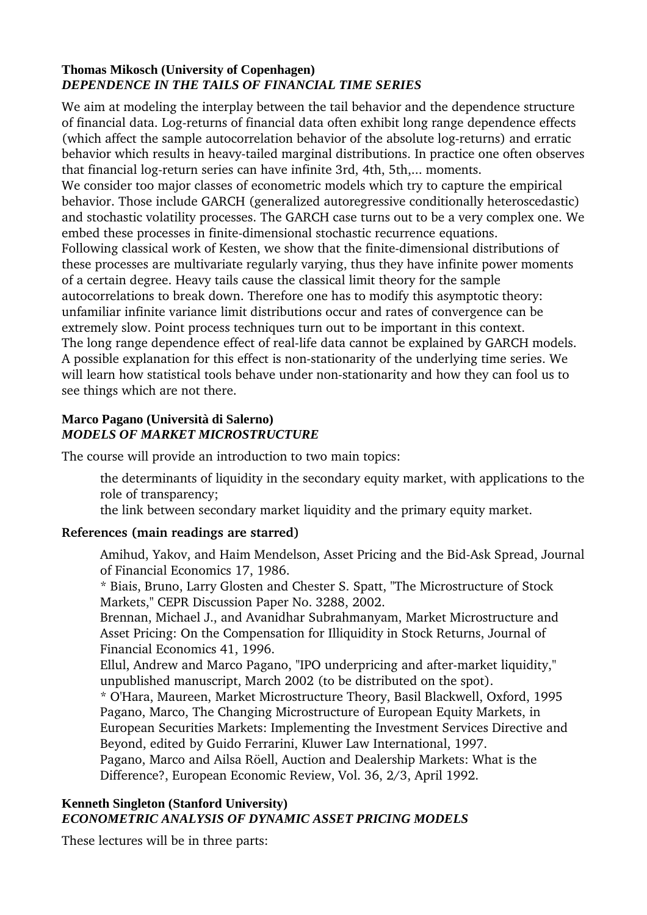**Thomas Mikosch (University of Copenhagen)**
***DEPENDENCE IN THE TAILS OF FINANCIAL TIME SERIES***

We aim at modeling the interplay between the tail behavior and the dependence structure of financial data. Log-returns of financial data often exhibit long range dependence effects (which affect the sample autocorrelation behavior of the absolute log-returns) and erratic behavior which results in heavy-tailed marginal distributions. In practice one often observes that financial log-return series can have infinite 3rd, 4th, 5th,... moments.
We consider too major classes of econometric models which try to capture the empirical behavior. Those include GARCH (generalized autoregressive conditionally heteroscedastic) and stochastic volatility processes. The GARCH case turns out to be a very complex one. We embed these processes in finite-dimensional stochastic recurrence equations.
Following classical work of Kesten, we show that the finite-dimensional distributions of these processes are multivariate regularly varying, thus they have infinite power moments of a certain degree. Heavy tails cause the classical limit theory for the sample autocorrelations to break down. Therefore one has to modify this asymptotic theory: unfamiliar infinite variance limit distributions occur and rates of convergence can be extremely slow. Point process techniques turn out to be important in this context.
The long range dependence effect of real-life data cannot be explained by GARCH models. A possible explanation for this effect is non-stationarity of the underlying time series. We will learn how statistical tools behave under non-stationarity and how they can fool us to see things which are not there.

**Marco Pagano (Università di Salerno)**
***MODELS OF MARKET MICROSTRUCTURE***

The course will provide an introduction to two main topics:

the determinants of liquidity in the secondary equity market, with applications to the role of transparency;
the link between secondary market liquidity and the primary equity market.

**References (main readings are starred)**

Amihud, Yakov, and Haim Mendelson, Asset Pricing and the Bid-Ask Spread, Journal of Financial Economics 17, 1986.
* Biais, Bruno, Larry Glosten and Chester S. Spatt, "The Microstructure of Stock Markets," CEPR Discussion Paper No. 3288, 2002.
Brennan, Michael J., and Avanidhar Subrahmanyam, Market Microstructure and Asset Pricing: On the Compensation for Illiquidity in Stock Returns, Journal of Financial Economics 41, 1996.
Ellul, Andrew and Marco Pagano, "IPO underpricing and after-market liquidity," unpublished manuscript, March 2002 (to be distributed on the spot).
* O'Hara, Maureen, Market Microstructure Theory, Basil Blackwell, Oxford, 1995
Pagano, Marco, The Changing Microstructure of European Equity Markets, in European Securities Markets: Implementing the Investment Services Directive and Beyond, edited by Guido Ferrarini, Kluwer Law International, 1997.
Pagano, Marco and Ailsa Röell, Auction and Dealership Markets: What is the Difference?, European Economic Review, Vol. 36, 2/3, April 1992.

**Kenneth Singleton (Stanford University)**
***ECONOMETRIC ANALYSIS OF DYNAMIC ASSET PRICING MODELS***

These lectures will be in three parts: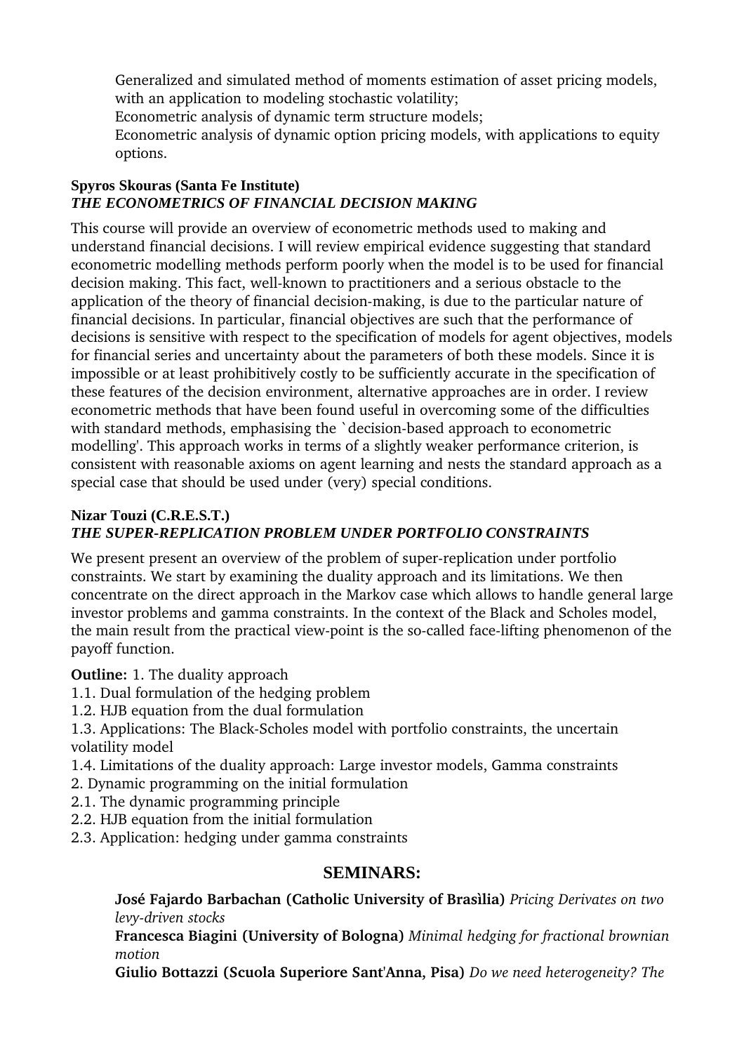Generalized and simulated method of moments estimation of asset pricing models, with an application to modeling stochastic volatility;
Econometric analysis of dynamic term structure models;
Econometric analysis of dynamic option pricing models, with applications to equity options.

**Spyros Skouras (Santa Fe Institute)**
***THE ECONOMETRICS OF FINANCIAL DECISION MAKING***

This course will provide an overview of econometric methods used to making and understand financial decisions. I will review empirical evidence suggesting that standard econometric modelling methods perform poorly when the model is to be used for financial decision making. This fact, well-known to practitioners and a serious obstacle to the application of the theory of financial decision-making, is due to the particular nature of financial decisions. In particular, financial objectives are such that the performance of decisions is sensitive with respect to the specification of models for agent objectives, models for financial series and uncertainty about the parameters of both these models. Since it is impossible or at least prohibitively costly to be sufficiently accurate in the specification of these features of the decision environment, alternative approaches are in order. I review econometric methods that have been found useful in overcoming some of the difficulties with standard methods, emphasising the `decision-based approach to econometric modelling'. This approach works in terms of a slightly weaker performance criterion, is consistent with reasonable axioms on agent learning and nests the standard approach as a special case that should be used under (very) special conditions.

**Nizar Touzi (C.R.E.S.T.)**
***THE SUPER-REPLICATION PROBLEM UNDER PORTFOLIO CONSTRAINTS***

We present present an overview of the problem of super-replication under portfolio constraints. We start by examining the duality approach and its limitations. We then concentrate on the direct approach in the Markov case which allows to handle general large investor problems and gamma constraints. In the context of the Black and Scholes model, the main result from the practical view-point is the so-called face-lifting phenomenon of the payoff function.

**Outline:** 1. The duality approach
1.1. Dual formulation of the hedging problem
1.2. HJB equation from the dual formulation
1.3. Applications: The Black-Scholes model with portfolio constraints, the uncertain volatility model
1.4. Limitations of the duality approach: Large investor models, Gamma constraints
2. Dynamic programming on the initial formulation
2.1. The dynamic programming principle
2.2. HJB equation from the initial formulation
2.3. Application: hedging under gamma constraints

## SEMINARS:

**José Fajardo Barbachan (Catholic University of Brasìlia)** *Pricing Derivates on two levy-driven stocks*
**Francesca Biagini (University of Bologna)** *Minimal hedging for fractional brownian motion*
**Giulio Bottazzi (Scuola Superiore Sant'Anna, Pisa)** *Do we need heterogeneity? The*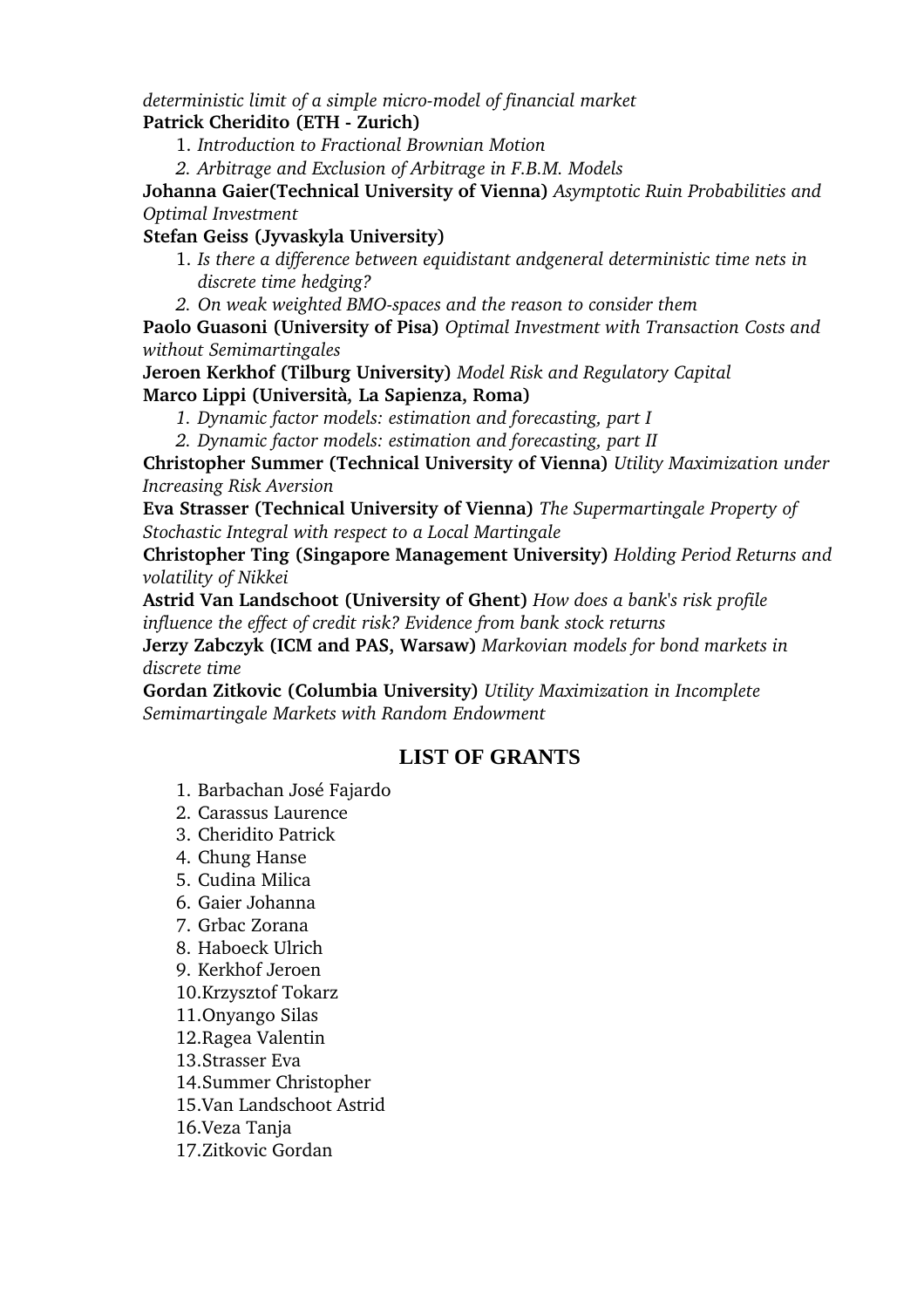*deterministic limit of a simple micro-model of financial market*

**Patrick Cheridito (ETH - Zurich)**

1. *Introduction to Fractional Brownian Motion*
2. *Arbitrage and Exclusion of Arbitrage in F.B.M. Models*

**Johanna Gaier(Technical University of Vienna)** *Asymptotic Ruin Probabilities and Optimal Investment*

**Stefan Geiss (Jyvaskyla University)**

1. *Is there a difference between equidistant andgeneral deterministic time nets in discrete time hedging?*
2. *On weak weighted BMO-spaces and the reason to consider them*

**Paolo Guasoni (University of Pisa)** *Optimal Investment with Transaction Costs and without Semimartingales*

**Jeroen Kerkhof (Tilburg University)** *Model Risk and Regulatory Capital*

**Marco Lippi (Università, La Sapienza, Roma)**

1. *Dynamic factor models: estimation and forecasting, part I*
2. *Dynamic factor models: estimation and forecasting, part II*

**Christopher Summer (Technical University of Vienna)** *Utility Maximization under Increasing Risk Aversion*

**Eva Strasser (Technical University of Vienna)** *The Supermartingale Property of Stochastic Integral with respect to a Local Martingale*

**Christopher Ting (Singapore Management University)** *Holding Period Returns and volatility of Nikkei*

**Astrid Van Landschoot (University of Ghent)** *How does a bank's risk profile influence the effect of credit risk? Evidence from bank stock returns*

**Jerzy Zabczyk (ICM and PAS, Warsaw)** *Markovian models for bond markets in discrete time*

**Gordan Zitkovic (Columbia University)** *Utility Maximization in Incomplete Semimartingale Markets with Random Endowment*

## LIST OF GRANTS

1. Barbachan José Fajardo
2. Carassus Laurence
3. Cheridito Patrick
4. Chung Hanse
5. Cudina Milica
6. Gaier Johanna
7. Grbac Zorana
8. Haboeck Ulrich
9. Kerkhof Jeroen
10. Krzysztof Tokarz
11. Onyango Silas
12. Ragea Valentin
13. Strasser Eva
14. Summer Christopher
15. Van Landschoot Astrid
16. Veza Tanja
17. Zitkovic Gordan